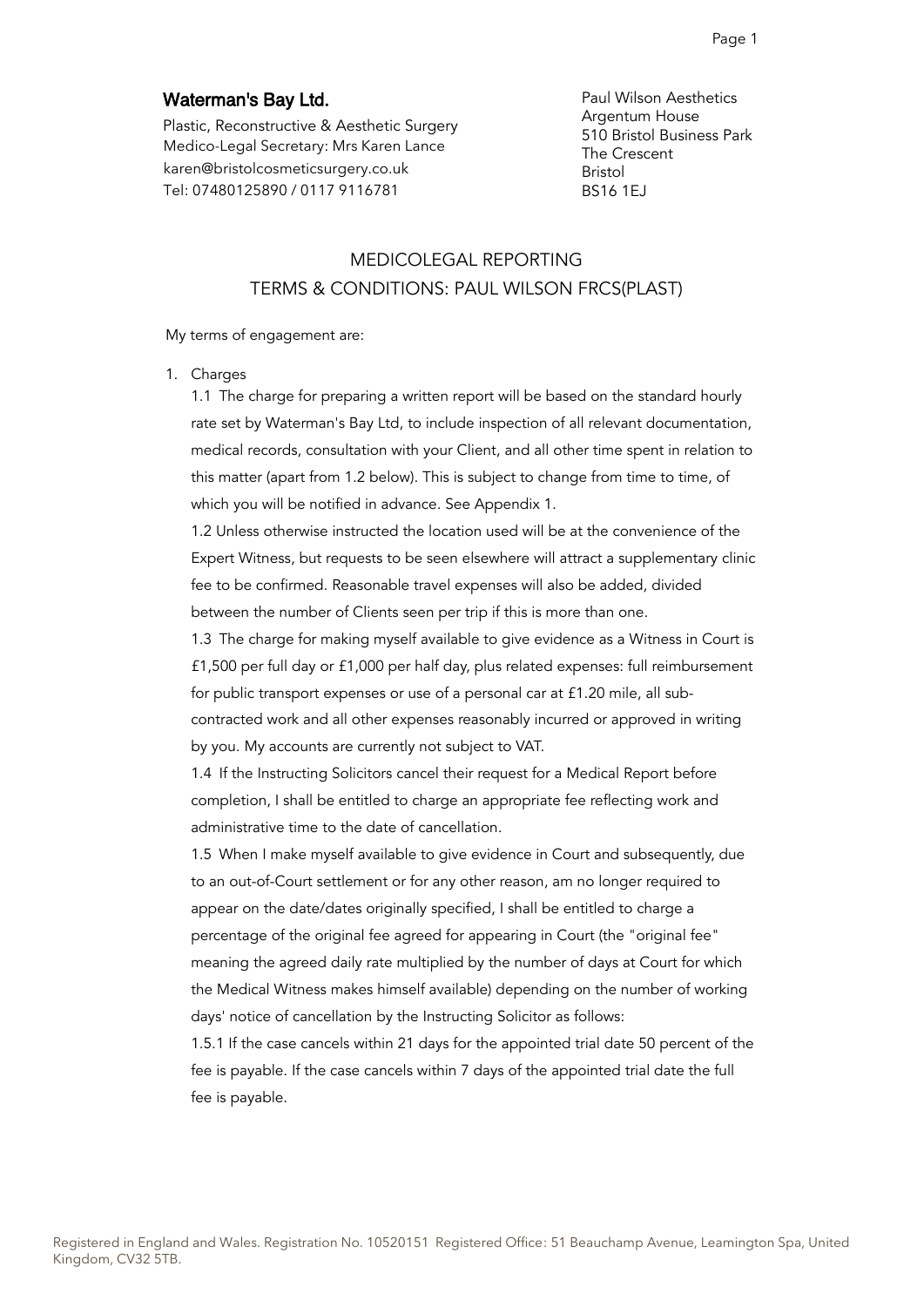**Waterman's Bay Ltd.**

Plastic, Reconstructive & Aesthetic Surgery
Medico-Legal Secretary: Mrs Karen Lance
karen@bristolcosmeticsurgery.co.uk
Tel: 07480125890 / 0117 9116781

Paul Wilson Aesthetics
Argentum House
510 Bristol Business Park
The Crescent
Bristol
BS16 1EJ

## MEDICOLEGAL REPORTING
## TERMS & CONDITIONS: PAUL WILSON FRCS(PLAST)

My terms of engagement are:

1. Charges

   1.1 The charge for preparing a written report will be based on the standard hourly rate set by Waterman's Bay Ltd, to include inspection of all relevant documentation, medical records, consultation with your Client, and all other time spent in relation to this matter (apart from 1.2 below). This is subject to change from time to time, of which you will be notified in advance. See Appendix 1.

   1.2 Unless otherwise instructed the location used will be at the convenience of the Expert Witness, but requests to be seen elsewhere will attract a supplementary clinic fee to be confirmed. Reasonable travel expenses will also be added, divided between the number of Clients seen per trip if this is more than one.

   1.3 The charge for making myself available to give evidence as a Witness in Court is £1,500 per full day or £1,000 per half day, plus related expenses: full reimbursement for public transport expenses or use of a personal car at £1.20 mile, all sub-contracted work and all other expenses reasonably incurred or approved in writing by you. My accounts are currently not subject to VAT.

   1.4 If the Instructing Solicitors cancel their request for a Medical Report before completion, I shall be entitled to charge an appropriate fee reflecting work and administrative time to the date of cancellation.

   1.5 When I make myself available to give evidence in Court and subsequently, due to an out-of-Court settlement or for any other reason, am no longer required to appear on the date/dates originally specified, I shall be entitled to charge a percentage of the original fee agreed for appearing in Court (the "original fee" meaning the agreed daily rate multiplied by the number of days at Court for which the Medical Witness makes himself available) depending on the number of working days' notice of cancellation by the Instructing Solicitor as follows:

   1.5.1 If the case cancels within 21 days for the appointed trial date 50 percent of the fee is payable. If the case cancels within 7 days of the appointed trial date the full fee is payable.

Registered in England and Wales. Registration No. 10520151 Registered Office: 51 Beauchamp Avenue, Leamington Spa, United Kingdom, CV32 5TB.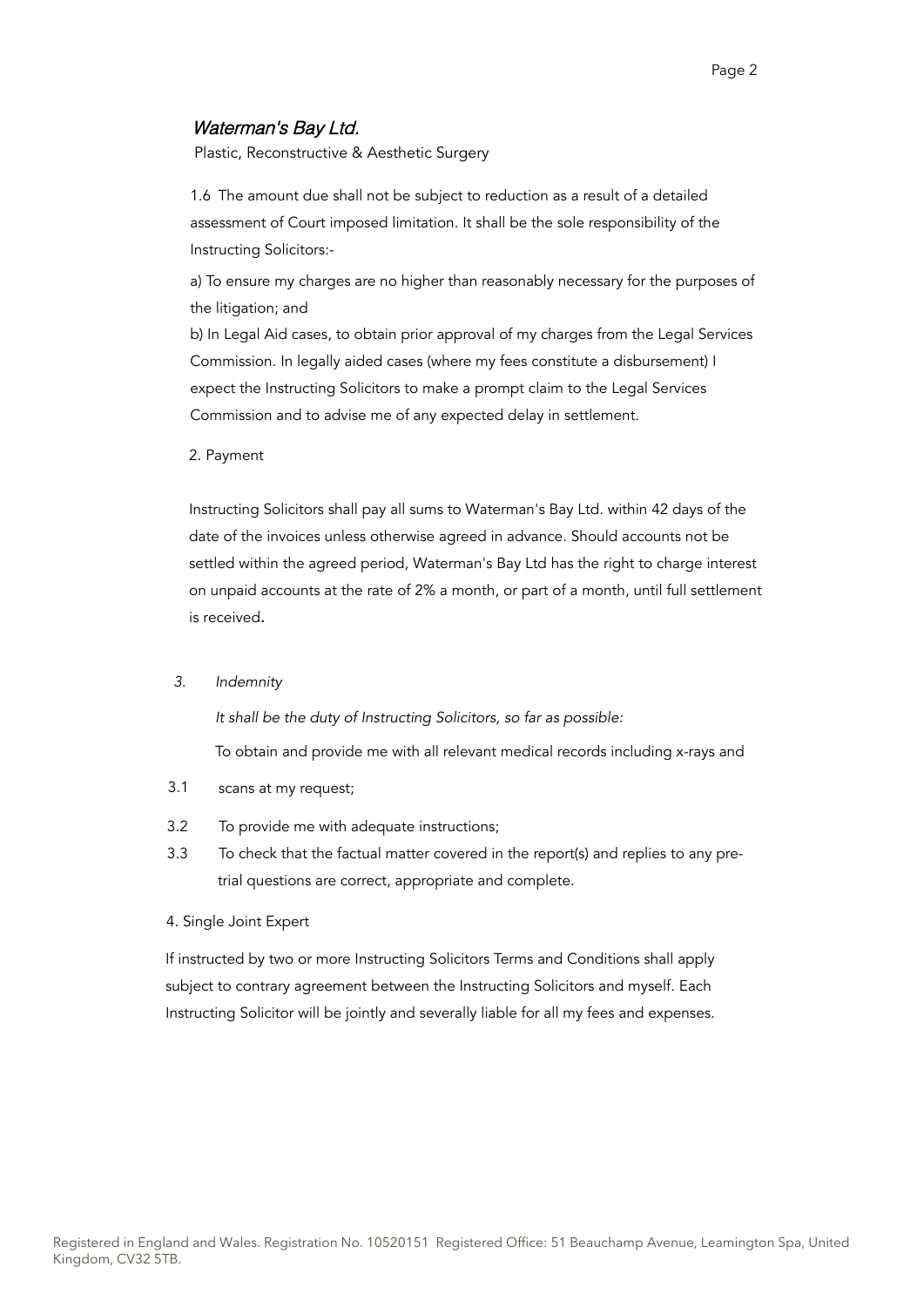*Waterman's Bay Ltd.*

Plastic, Reconstructive & Aesthetic Surgery

1.6 The amount due shall not be subject to reduction as a result of a detailed assessment of Court imposed limitation. It shall be the sole responsibility of the Instructing Solicitors:-

a) To ensure my charges are no higher than reasonably necessary for the purposes of the litigation; and

b) In Legal Aid cases, to obtain prior approval of my charges from the Legal Services Commission. In legally aided cases (where my fees constitute a disbursement) I expect the Instructing Solicitors to make a prompt claim to the Legal Services Commission and to advise me of any expected delay in settlement.

2. Payment

Instructing Solicitors shall pay all sums to Waterman's Bay Ltd. within 42 days of the date of the invoices unless otherwise agreed in advance. Should accounts not be settled within the agreed period, Waterman's Bay Ltd has the right to charge interest on unpaid accounts at the rate of 2% a month, or part of a month, until full settlement is received.

3. *Indemnity*

*It shall be the duty of Instructing Solicitors, so far as possible:*

3.1 To obtain and provide me with all relevant medical records including x-rays and scans at my request;

3.2 To provide me with adequate instructions;

3.3 To check that the factual matter covered in the report(s) and replies to any pre-trial questions are correct, appropriate and complete.

4. Single Joint Expert

If instructed by two or more Instructing Solicitors Terms and Conditions shall apply subject to contrary agreement between the Instructing Solicitors and myself. Each Instructing Solicitor will be jointly and severally liable for all my fees and expenses.

Registered in England and Wales. Registration No. 10520151 Registered Office: 51 Beauchamp Avenue, Leamington Spa, United Kingdom, CV32 5TB.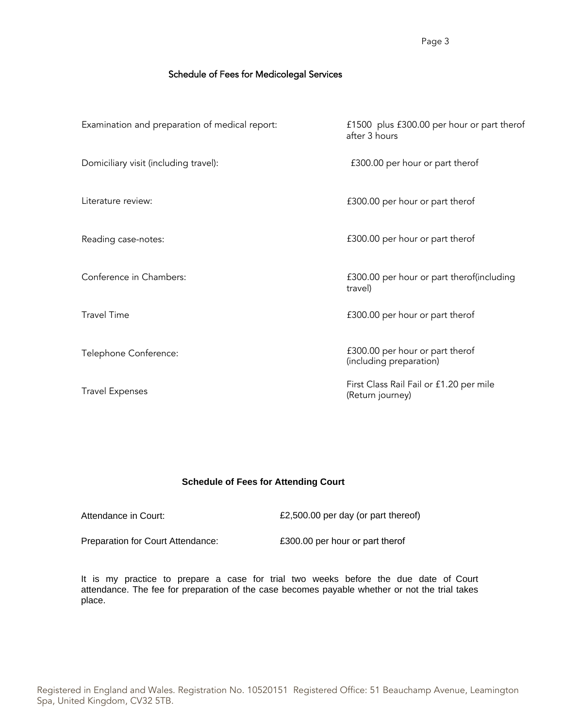## Schedule of Fees for Medicolegal Services

| | |
|---|---|
| Examination and preparation of medical report: | £1500 plus £300.00 per hour or part therof after 3 hours |
| Domiciliary visit (including travel): | £300.00 per hour or part therof |
| Literature review: | £300.00 per hour or part therof |
| Reading case-notes: | £300.00 per hour or part therof |
| Conference in Chambers: | £300.00 per hour or part therof(including travel) |
| Travel Time | £300.00 per hour or part therof |
| Telephone Conference: | £300.00 per hour or part therof (including preparation) |
| Travel Expenses | First Class Rail Fail or £1.20 per mile (Return journey) |

## Schedule of Fees for Attending Court

| | |
|---|---|
| Attendance in Court: | £2,500.00 per day (or part thereof) |
| Preparation for Court Attendance: | £300.00 per hour or part therof |

It is my practice to prepare a case for trial two weeks before the due date of Court attendance. The fee for preparation of the case becomes payable whether or not the trial takes place.

Registered in England and Wales. Registration No. 10520151 Registered Office: 51 Beauchamp Avenue, Leamington Spa, United Kingdom, CV32 5TB.